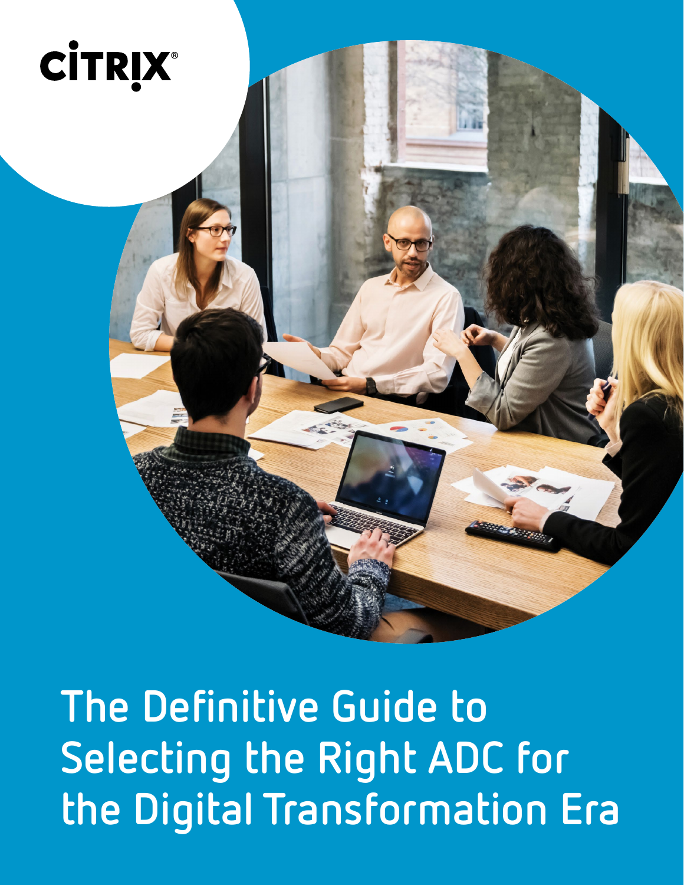CITRIX

# The Definitive Guide to Selecting the Right ADC for the Digital Transformation Era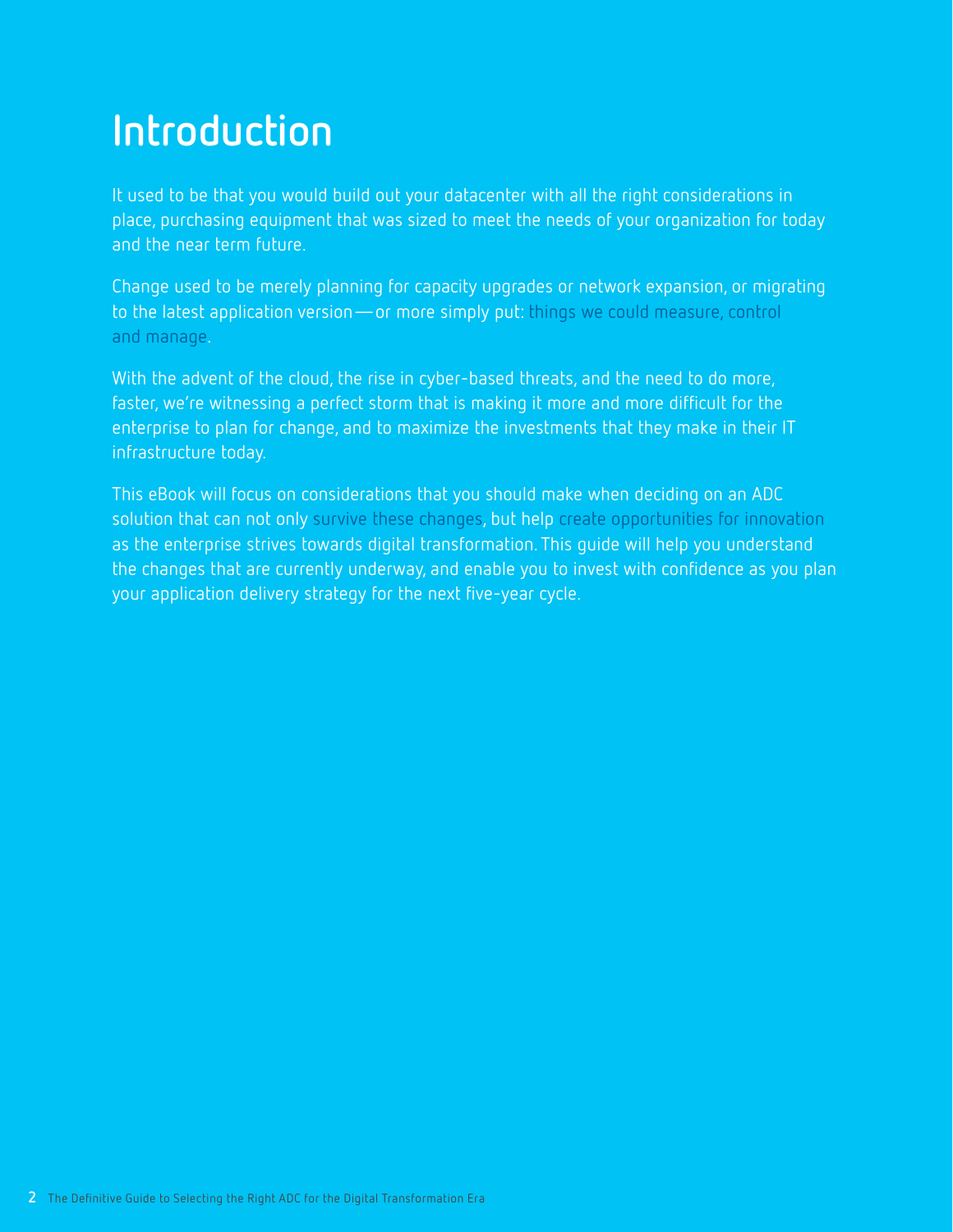# Introduction

It used to be that you would build out your datacenter with all the right considerations in place, purchasing equipment that was sized to meet the needs of your organization for today and the near term future.

Change used to be merely planning for capacity upgrades or network expansion, or migrating to the latest application version — or more simply put: things we could measure, control and manage.

With the advent of the cloud, the rise in cyber-based threats, and the need to do more, faster, we're witnessing a perfect storm that is making it more and more difficult for the enterprise to plan for change, and to maximize the investments that they make in their IT infrastructure today.

This eBook will focus on considerations that you should make when deciding on an ADC solution that can not only survive these changes, but help create opportunities for innovation as the enterprise strives towards digital transformation. This guide will help you understand the changes that are currently underway, and enable you to invest with confidence as you plan your application delivery strategy for the next five-year cycle.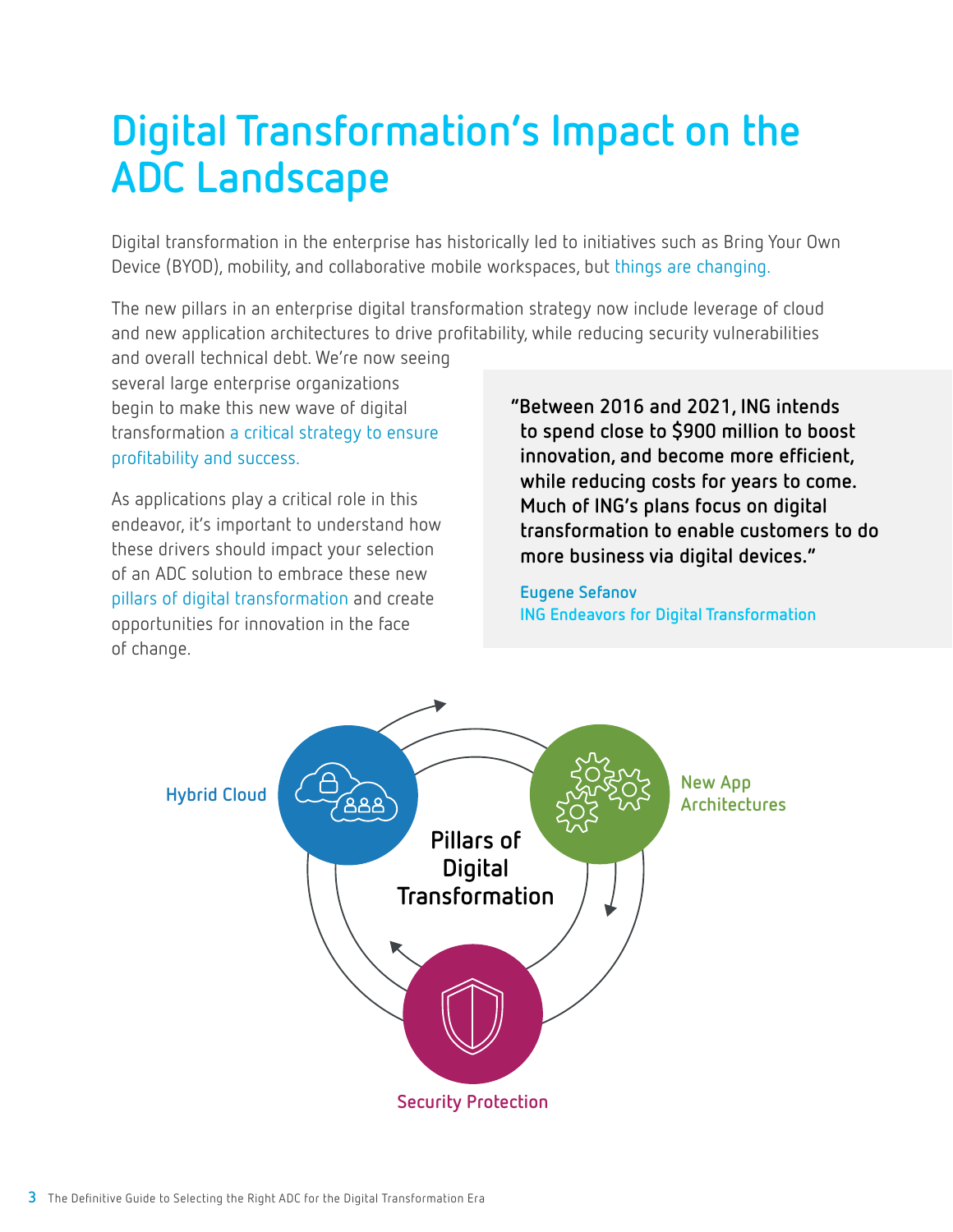# Digital Transformation's Impact on the ADC Landscape

Digital transformation in the enterprise has historically led to initiatives such as Bring Your Own Device (BYOD), mobility, and collaborative mobile workspaces, but things are changing.

The new pillars in an enterprise digital transformation strategy now include leverage of cloud and new application architectures to drive profitability, while reducing security vulnerabilities and overall technical debt. We're now seeing several large enterprise organizations begin to make this new wave of digital transformation a critical strategy to ensure profitability and success.

As applications play a critical role in this endeavor, it's important to understand how these drivers should impact your selection of an ADC solution to embrace these new pillars of digital transformation and create opportunities for innovation in the face of change.

> **"Between 2016 and 2021, ING intends to spend close to $900 million to boost innovation, and become more efficient, while reducing costs for years to come. Much of ING's plans focus on digital transformation to enable customers to do more business via digital devices."**
>
> **Eugene Sefanov**
> **ING Endeavors for Digital Transformation**

**Pillars of Digital Transformation**

- Hybrid Cloud
- New App Architectures
- Security Protection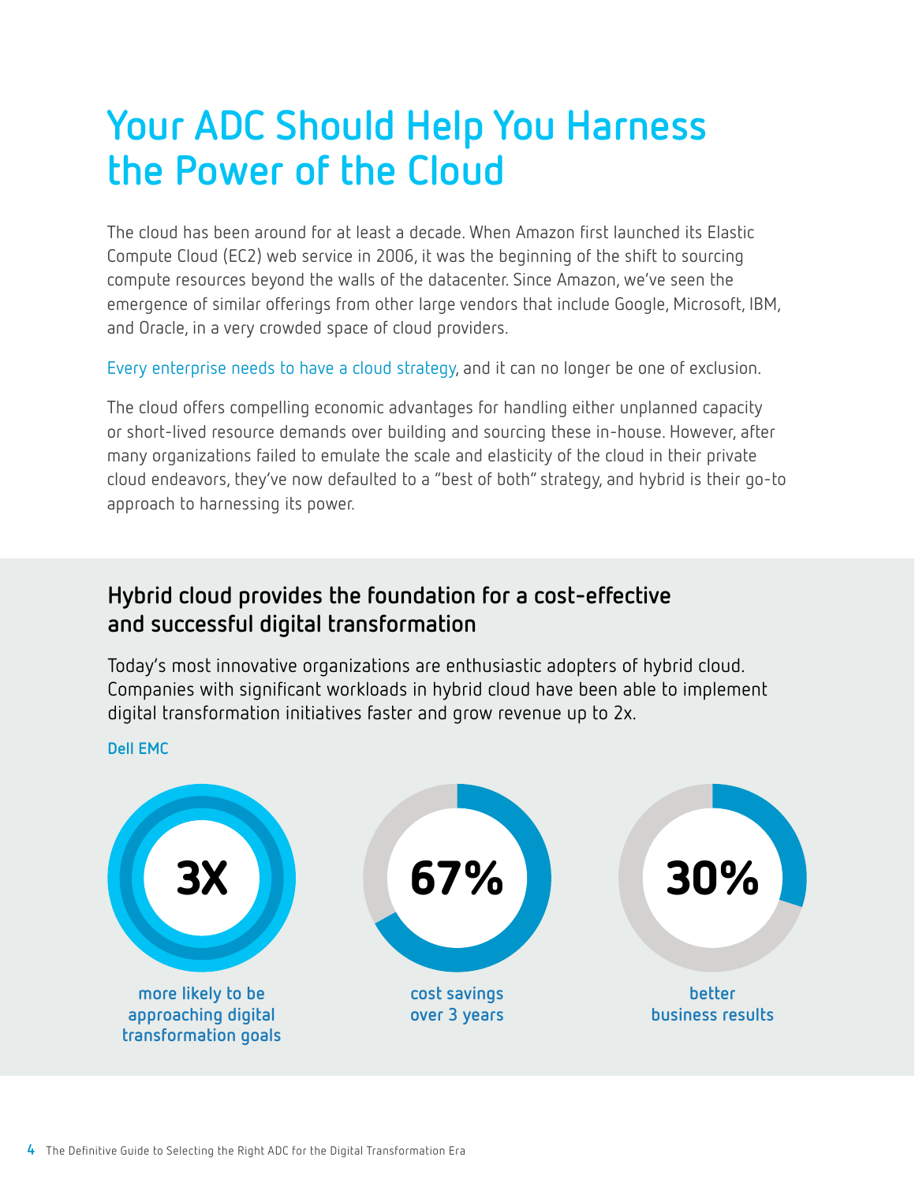# Your ADC Should Help You Harness the Power of the Cloud

The cloud has been around for at least a decade. When Amazon first launched its Elastic Compute Cloud (EC2) web service in 2006, it was the beginning of the shift to sourcing compute resources beyond the walls of the datacenter. Since Amazon, we've seen the emergence of similar offerings from other large vendors that include Google, Microsoft, IBM, and Oracle, in a very crowded space of cloud providers.

Every enterprise needs to have a cloud strategy, and it can no longer be one of exclusion.

The cloud offers compelling economic advantages for handling either unplanned capacity or short-lived resource demands over building and sourcing these in-house. However, after many organizations failed to emulate the scale and elasticity of the cloud in their private cloud endeavors, they've now defaulted to a "best of both" strategy, and hybrid is their go-to approach to harnessing its power.

## Hybrid cloud provides the foundation for a cost-effective and successful digital transformation

Today's most innovative organizations are enthusiastic adopters of hybrid cloud. Companies with significant workloads in hybrid cloud have been able to implement digital transformation initiatives faster and grow revenue up to 2x.

Dell EMC

**3X** more likely to be approaching digital transformation goals

**67%** cost savings over 3 years

**30%** better business results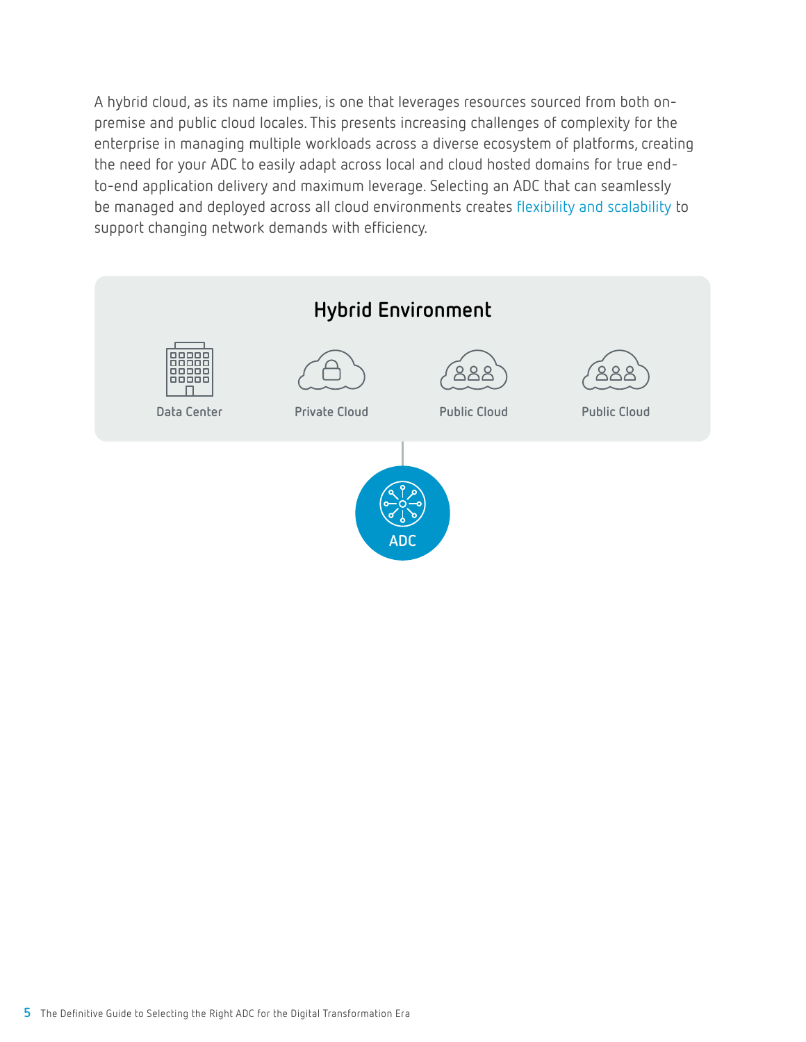A hybrid cloud, as its name implies, is one that leverages resources sourced from both on-premise and public cloud locales. This presents increasing challenges of complexity for the enterprise in managing multiple workloads across a diverse ecosystem of platforms, creating the need for your ADC to easily adapt across local and cloud hosted domains for true end-to-end application delivery and maximum leverage. Selecting an ADC that can seamlessly be managed and deployed across all cloud environments creates flexibility and scalability to support changing network demands with efficiency.

**Hybrid Environment**

Data Center | Private Cloud | Public Cloud | Public Cloud

ADC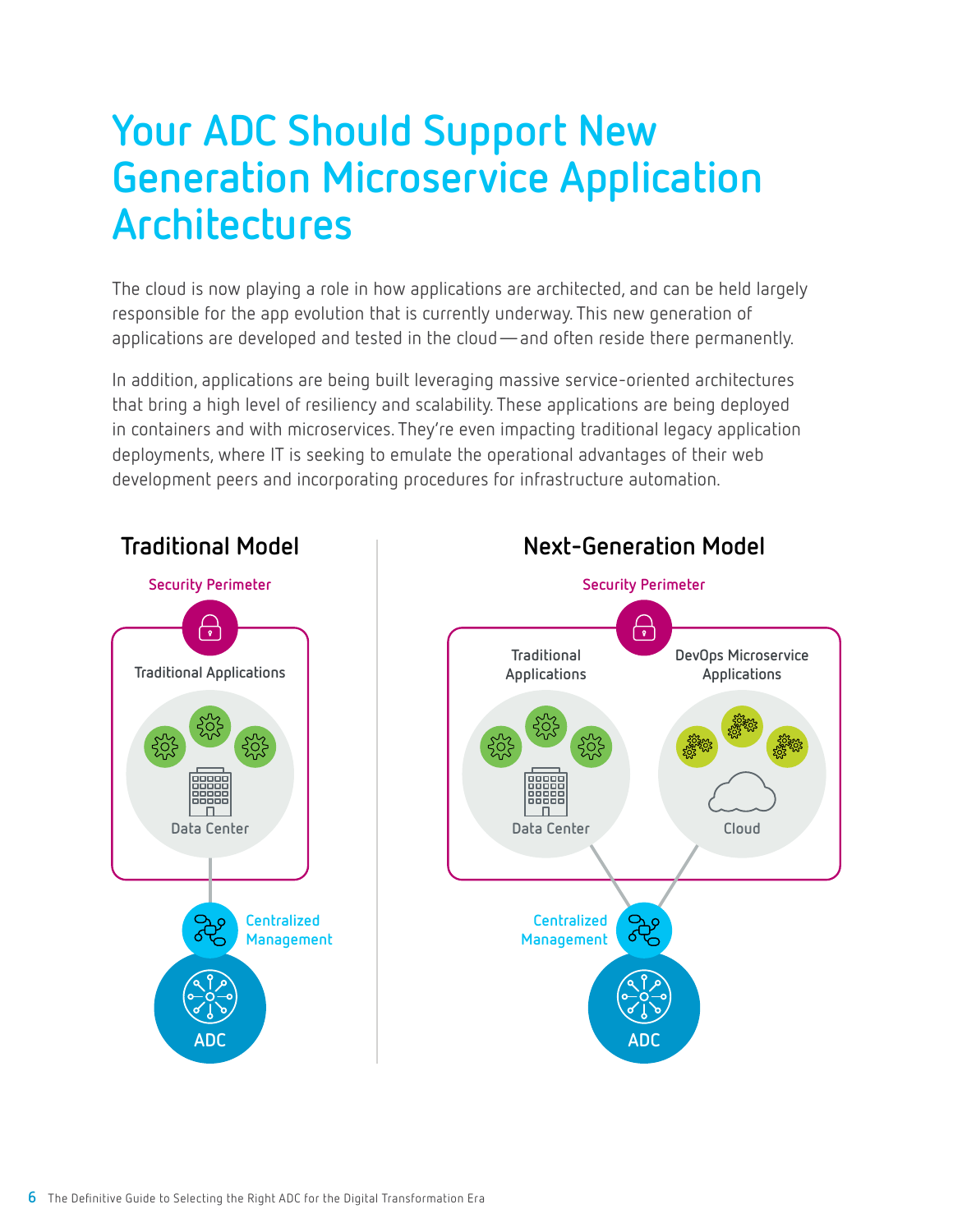# Your ADC Should Support New Generation Microservice Application Architectures

The cloud is now playing a role in how applications are architected, and can be held largely responsible for the app evolution that is currently underway. This new generation of applications are developed and tested in the cloud — and often reside there permanently.

In addition, applications are being built leveraging massive service-oriented architectures that bring a high level of resiliency and scalability. These applications are being deployed in containers and with microservices. They're even impacting traditional legacy application deployments, where IT is seeking to emulate the operational advantages of their web development peers and incorporating procedures for infrastructure automation.

**Traditional Model**

Security Perimeter

Traditional Applications

Data Center

Centralized Management

ADC

**Next-Generation Model**

Security Perimeter

Traditional Applications

Data Center

DevOps Microservice Applications

Cloud

Centralized Management

ADC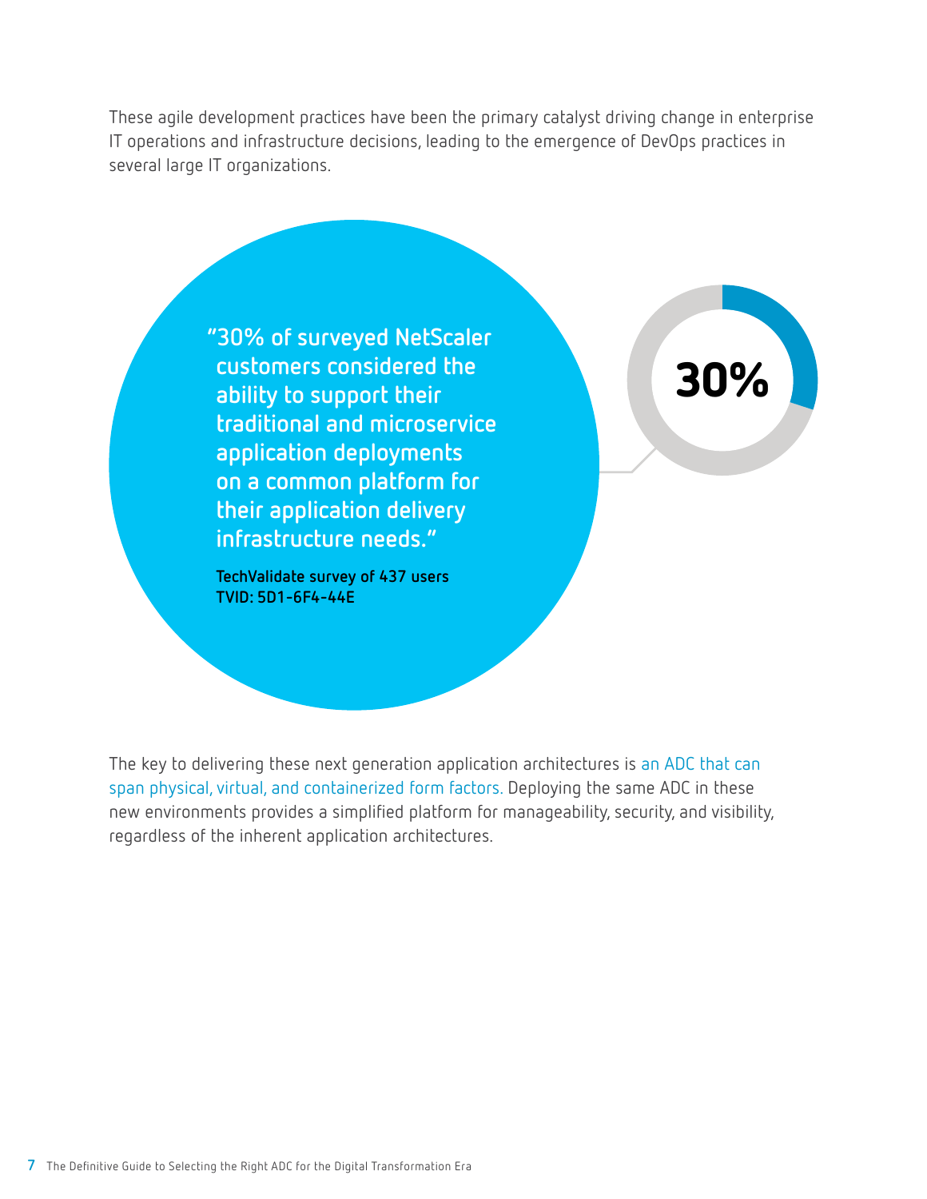These agile development practices have been the primary catalyst driving change in enterprise IT operations and infrastructure decisions, leading to the emergence of DevOps practices in several large IT organizations.

> **"30% of surveyed NetScaler customers considered the ability to support their traditional and microservice application deployments on a common platform for their application delivery infrastructure needs."**
>
> **TechValidate survey of 437 users**
> **TVID: 5D1-6F4-44E**

**30%**

The key to delivering these next generation application architectures is an ADC that can span physical, virtual, and containerized form factors. Deploying the same ADC in these new environments provides a simplified platform for manageability, security, and visibility, regardless of the inherent application architectures.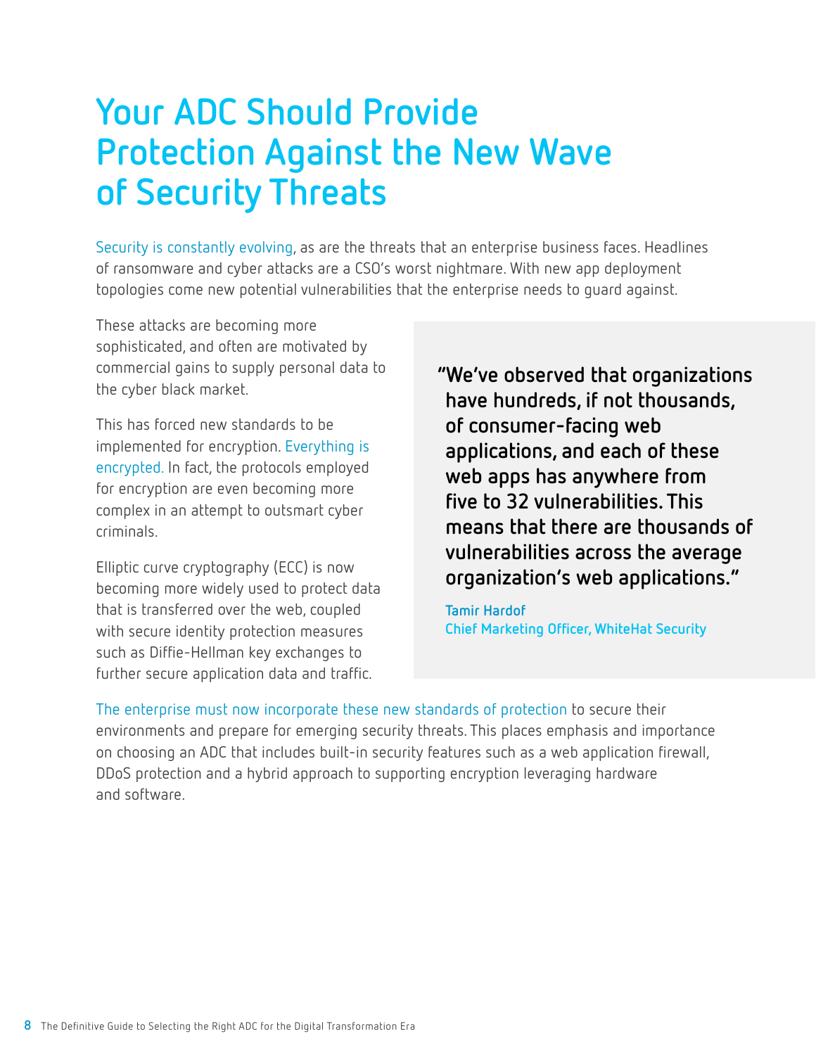# Your ADC Should Provide Protection Against the New Wave of Security Threats

Security is constantly evolving, as are the threats that an enterprise business faces. Headlines of ransomware and cyber attacks are a CSO's worst nightmare. With new app deployment topologies come new potential vulnerabilities that the enterprise needs to guard against.

These attacks are becoming more sophisticated, and often are motivated by commercial gains to supply personal data to the cyber black market.

This has forced new standards to be implemented for encryption. Everything is encrypted. In fact, the protocols employed for encryption are even becoming more complex in an attempt to outsmart cyber criminals.

Elliptic curve cryptography (ECC) is now becoming more widely used to protect data that is transferred over the web, coupled with secure identity protection measures such as Diffie-Hellman key exchanges to further secure application data and traffic.

> **"We've observed that organizations have hundreds, if not thousands, of consumer-facing web applications, and each of these web apps has anywhere from five to 32 vulnerabilities. This means that there are thousands of vulnerabilities across the average organization's web applications."**
>
> **Tamir Hardof**
> **Chief Marketing Officer, WhiteHat Security**

The enterprise must now incorporate these new standards of protection to secure their environments and prepare for emerging security threats. This places emphasis and importance on choosing an ADC that includes built-in security features such as a web application firewall, DDoS protection and a hybrid approach to supporting encryption leveraging hardware and software.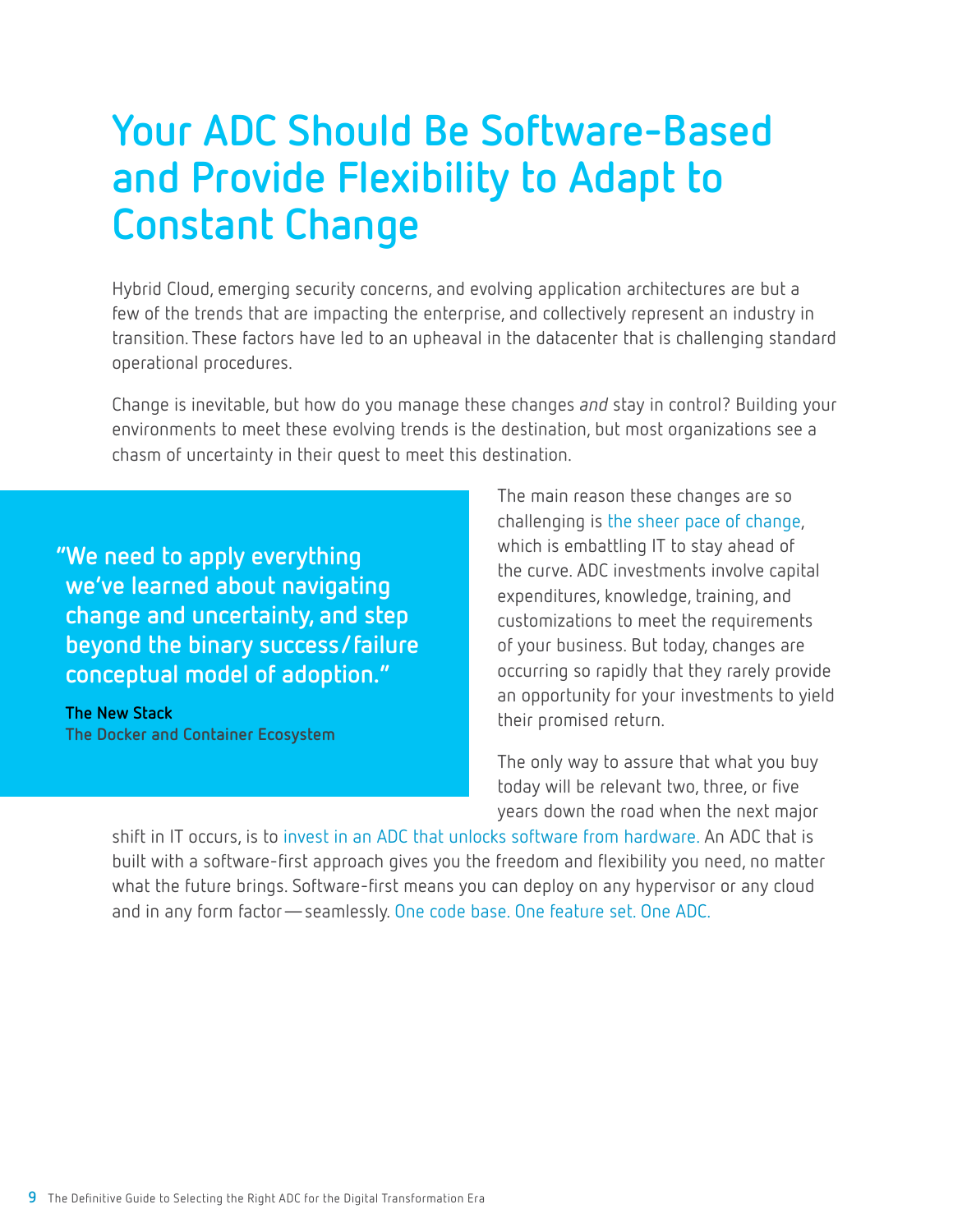# Your ADC Should Be Software-Based and Provide Flexibility to Adapt to Constant Change

Hybrid Cloud, emerging security concerns, and evolving application architectures are but a few of the trends that are impacting the enterprise, and collectively represent an industry in transition. These factors have led to an upheaval in the datacenter that is challenging standard operational procedures.

Change is inevitable, but how do you manage these changes *and* stay in control? Building your environments to meet these evolving trends is the destination, but most organizations see a chasm of uncertainty in their quest to meet this destination.

> **"We need to apply everything we've learned about navigating change and uncertainty, and step beyond the binary success/failure conceptual model of adoption."**
>
> **The New Stack**
> **The Docker and Container Ecosystem**

The main reason these changes are so challenging is the sheer pace of change, which is embattling IT to stay ahead of the curve. ADC investments involve capital expenditures, knowledge, training, and customizations to meet the requirements of your business. But today, changes are occurring so rapidly that they rarely provide an opportunity for your investments to yield their promised return.

The only way to assure that what you buy today will be relevant two, three, or five years down the road when the next major shift in IT occurs, is to invest in an ADC that unlocks software from hardware. An ADC that is built with a software-first approach gives you the freedom and flexibility you need, no matter what the future brings. Software-first means you can deploy on any hypervisor or any cloud and in any form factor — seamlessly. One code base. One feature set. One ADC.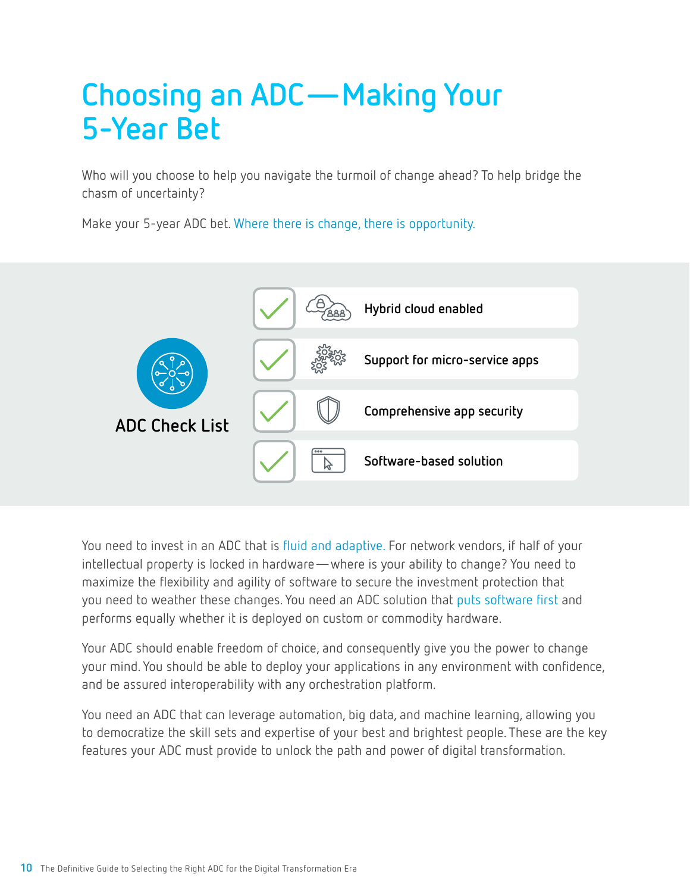# Choosing an ADC—Making Your 5-Year Bet

Who will you choose to help you navigate the turmoil of change ahead? To help bridge the chasm of uncertainty?

Make your 5-year ADC bet. Where there is change, there is opportunity.

**ADC Check List**

- ✓ **Hybrid cloud enabled**
- ✓ **Support for micro-service apps**
- ✓ **Comprehensive app security**
- ✓ **Software-based solution**

You need to invest in an ADC that is fluid and adaptive. For network vendors, if half of your intellectual property is locked in hardware—where is your ability to change? You need to maximize the flexibility and agility of software to secure the investment protection that you need to weather these changes. You need an ADC solution that puts software first and performs equally whether it is deployed on custom or commodity hardware.

Your ADC should enable freedom of choice, and consequently give you the power to change your mind. You should be able to deploy your applications in any environment with confidence, and be assured interoperability with any orchestration platform.

You need an ADC that can leverage automation, big data, and machine learning, allowing you to democratize the skill sets and expertise of your best and brightest people. These are the key features your ADC must provide to unlock the path and power of digital transformation.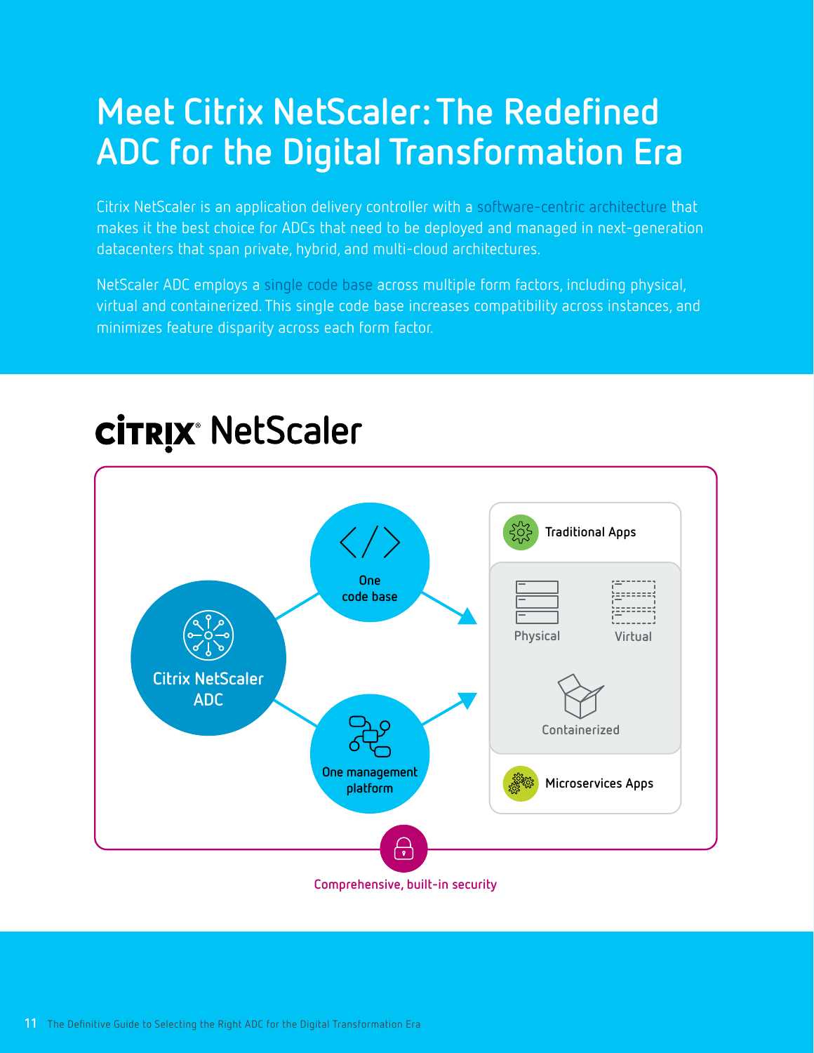# Meet Citrix NetScaler: The Redefined ADC for the Digital Transformation Era

Citrix NetScaler is an application delivery controller with a software-centric architecture that makes it the best choice for ADCs that need to be deployed and managed in next-generation datacenters that span private, hybrid, and multi-cloud architectures.

NetScaler ADC employs a single code base across multiple form factors, including physical, virtual and containerized. This single code base increases compatibility across instances, and minimizes feature disparity across each form factor.

CITRIX NetScaler

Citrix NetScaler ADC

One code base

One management platform

Traditional Apps

Physical

Virtual

Containerized

Microservices Apps

Comprehensive, built-in security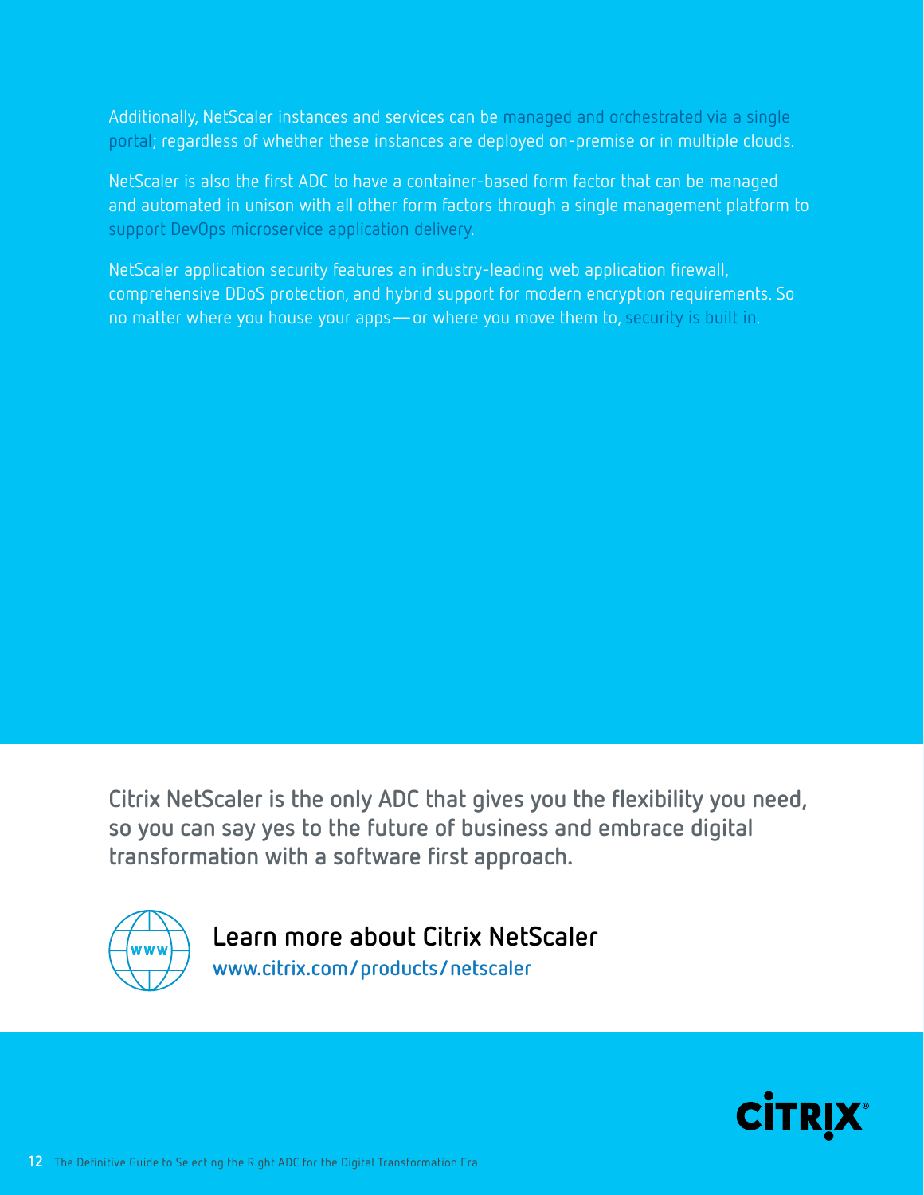Additionally, NetScaler instances and services can be managed and orchestrated via a single portal; regardless of whether these instances are deployed on-premise or in multiple clouds.

NetScaler is also the first ADC to have a container-based form factor that can be managed and automated in unison with all other form factors through a single management platform to support DevOps microservice application delivery.

NetScaler application security features an industry-leading web application firewall, comprehensive DDoS protection, and hybrid support for modern encryption requirements. So no matter where you house your apps — or where you move them to, security is built in.

**Citrix NetScaler is the only ADC that gives you the flexibility you need, so you can say yes to the future of business and embrace digital transformation with a software first approach.**

## Learn more about Citrix NetScaler

**www.citrix.com/products/netscaler**